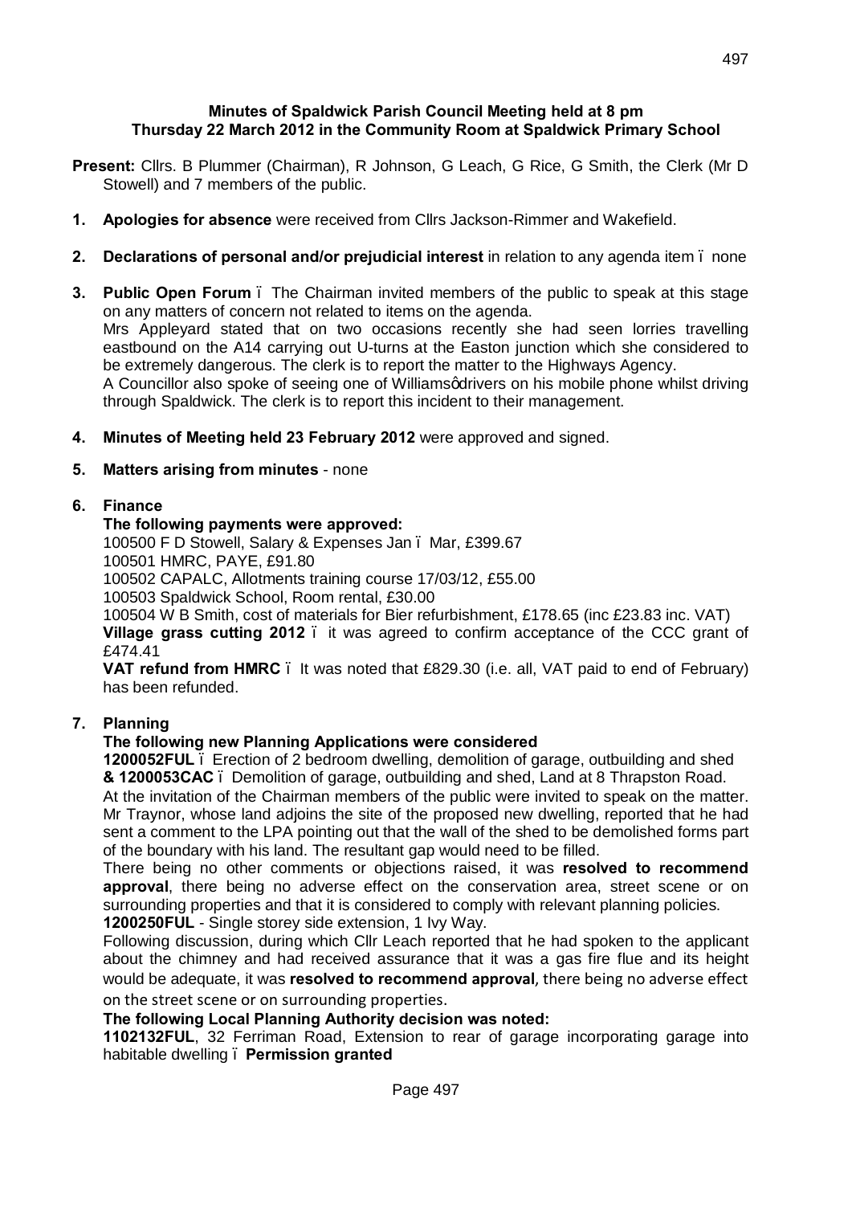**Minutes of Spaldwick Parish Council Meeting held at 8 pm Thursday 22 March 2012 in the Community Room at Spaldwick Primary School**

**Present:** Cllrs. B Plummer (Chairman), R Johnson, G Leach, G Rice, G Smith, the Clerk (Mr D Stowell) and 7 members of the public.

1. **Apologies for absence** were received from Cllrs Jackson-Rimmer and Wakefield.

2. **Declarations of personal and/or prejudicial interest** in relation to any agenda item – none

3. **Public Open Forum** – The Chairman invited members of the public to speak at this stage on any matters of concern not related to items on the agenda.
   Mrs Appleyard stated that on two occasions recently she had seen lorries travelling eastbound on the A14 carrying out U-turns at the Easton junction which she considered to be extremely dangerous. The clerk is to report the matter to the Highways Agency.
   A Councillor also spoke of seeing one of Williams' drivers on his mobile phone whilst driving through Spaldwick. The clerk is to report this incident to their management.

4. **Minutes of Meeting held 23 February 2012** were approved and signed.

5. **Matters arising from minutes** - none

6. **Finance**

   **The following payments were approved:**
   100500 F D Stowell, Salary & Expenses Jan – Mar, £399.67
   100501 HMRC, PAYE, £91.80
   100502 CAPALC, Allotments training course 17/03/12, £55.00
   100503 Spaldwick School, Room rental, £30.00
   100504 W B Smith, cost of materials for Bier refurbishment, £178.65 (inc £23.83 inc. VAT)
   **Village grass cutting 2012** – it was agreed to confirm acceptance of the CCC grant of £474.41
   **VAT refund from HMRC** – It was noted that £829.30 (i.e. all, VAT paid to end of February) has been refunded.

7. **Planning**

   **The following new Planning Applications were considered**
   **1200052FUL** – Erection of 2 bedroom dwelling, demolition of garage, outbuilding and shed **& 1200053CAC** – Demolition of garage, outbuilding and shed, Land at 8 Thrapston Road.
   At the invitation of the Chairman members of the public were invited to speak on the matter. Mr Traynor, whose land adjoins the site of the proposed new dwelling, reported that he had sent a comment to the LPA pointing out that the wall of the shed to be demolished forms part of the boundary with his land. The resultant gap would need to be filled.
   There being no other comments or objections raised, it was **resolved to recommend approval**, there being no adverse effect on the conservation area, street scene or on surrounding properties and that it is considered to comply with relevant planning policies.
   **1200250FUL** - Single storey side extension, 1 Ivy Way.
   Following discussion, during which Cllr Leach reported that he had spoken to the applicant about the chimney and had received assurance that it was a gas fire flue and its height would be adequate, it was **resolved to recommend approval**, there being no adverse effect on the street scene or on surrounding properties.
   **The following Local Planning Authority decision was noted:**
   **1102132FUL**, 32 Ferriman Road, Extension to rear of garage incorporating garage into habitable dwelling – **Permission granted**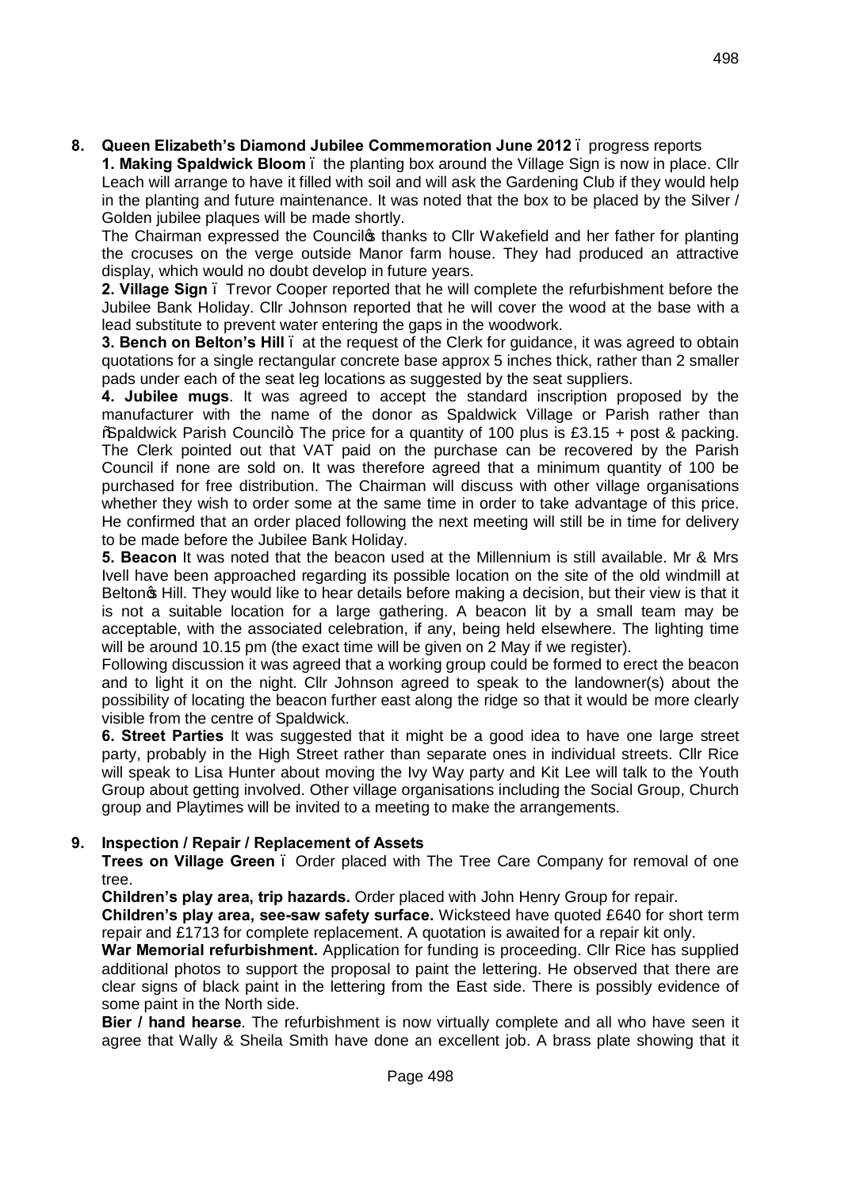**8. Queen Elizabeth's Diamond Jubilee Commemoration June 2012** – progress reports

**1. Making Spaldwick Bloom** – the planting box around the Village Sign is now in place. Cllr Leach will arrange to have it filled with soil and will ask the Gardening Club if they would help in the planting and future maintenance. It was noted that the box to be placed by the Silver / Golden jubilee plaques will be made shortly.

The Chairman expressed the Council's thanks to Cllr Wakefield and her father for planting the crocuses on the verge outside Manor farm house. They had produced an attractive display, which would no doubt develop in future years.

**2. Village Sign** – Trevor Cooper reported that he will complete the refurbishment before the Jubilee Bank Holiday. Cllr Johnson reported that he will cover the wood at the base with a lead substitute to prevent water entering the gaps in the woodwork.

**3. Bench on Belton's Hill** – at the request of the Clerk for guidance, it was agreed to obtain quotations for a single rectangular concrete base approx 5 inches thick, rather than 2 smaller pads under each of the seat leg locations as suggested by the seat suppliers.

**4. Jubilee mugs**. It was agreed to accept the standard inscription proposed by the manufacturer with the name of the donor as Spaldwick Village or Parish rather than "Spaldwick Parish Council". The price for a quantity of 100 plus is £3.15 + post & packing. The Clerk pointed out that VAT paid on the purchase can be recovered by the Parish Council if none are sold on. It was therefore agreed that a minimum quantity of 100 be purchased for free distribution. The Chairman will discuss with other village organisations whether they wish to order some at the same time in order to take advantage of this price. He confirmed that an order placed following the next meeting will still be in time for delivery to be made before the Jubilee Bank Holiday.

**5. Beacon** It was noted that the beacon used at the Millennium is still available. Mr & Mrs Ivell have been approached regarding its possible location on the site of the old windmill at Belton's Hill. They would like to hear details before making a decision, but their view is that it is not a suitable location for a large gathering. A beacon lit by a small team may be acceptable, with the associated celebration, if any, being held elsewhere. The lighting time will be around 10.15 pm (the exact time will be given on 2 May if we register).

Following discussion it was agreed that a working group could be formed to erect the beacon and to light it on the night. Cllr Johnson agreed to speak to the landowner(s) about the possibility of locating the beacon further east along the ridge so that it would be more clearly visible from the centre of Spaldwick.

**6. Street Parties** It was suggested that it might be a good idea to have one large street party, probably in the High Street rather than separate ones in individual streets. Cllr Rice will speak to Lisa Hunter about moving the Ivy Way party and Kit Lee will talk to the Youth Group about getting involved. Other village organisations including the Social Group, Church group and Playtimes will be invited to a meeting to make the arrangements.

**9. Inspection / Repair / Replacement of Assets**

**Trees on Village Green** – Order placed with The Tree Care Company for removal of one tree.

**Children's play area, trip hazards.** Order placed with John Henry Group for repair.

**Children's play area, see-saw safety surface.** Wicksteed have quoted £640 for short term repair and £1713 for complete replacement. A quotation is awaited for a repair kit only.

**War Memorial refurbishment.** Application for funding is proceeding. Cllr Rice has supplied additional photos to support the proposal to paint the lettering. He observed that there are clear signs of black paint in the lettering from the East side. There is possibly evidence of some paint in the North side.

**Bier / hand hearse**. The refurbishment is now virtually complete and all who have seen it agree that Wally & Sheila Smith have done an excellent job. A brass plate showing that it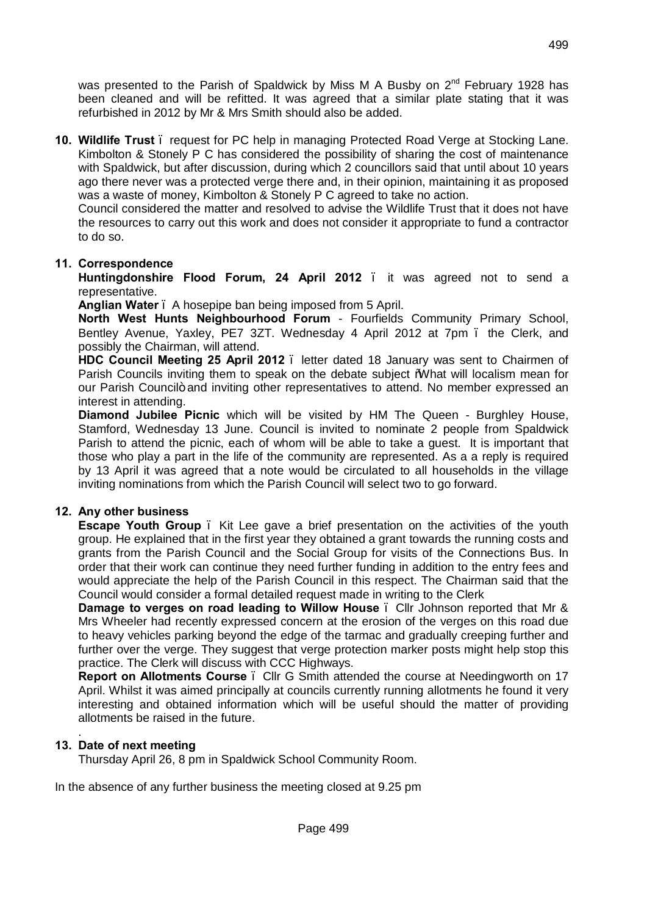was presented to the Parish of Spaldwick by Miss M A Busby on 2nd February 1928 has been cleaned and will be refitted. It was agreed that a similar plate stating that it was refurbished in 2012 by Mr & Mrs Smith should also be added.

**10. Wildlife Trust** – request for PC help in managing Protected Road Verge at Stocking Lane. Kimbolton & Stonely P C has considered the possibility of sharing the cost of maintenance with Spaldwick, but after discussion, during which 2 councillors said that until about 10 years ago there never was a protected verge there and, in their opinion, maintaining it as proposed was a waste of money, Kimbolton & Stonely P C agreed to take no action.

Council considered the matter and resolved to advise the Wildlife Trust that it does not have the resources to carry out this work and does not consider it appropriate to fund a contractor to do so.

**11. Correspondence**

**Huntingdonshire Flood Forum, 24 April 2012** – it was agreed not to send a representative.

**Anglian Water** – A hosepipe ban being imposed from 5 April.

**North West Hunts Neighbourhood Forum** - Fourfields Community Primary School, Bentley Avenue, Yaxley, PE7 3ZT. Wednesday 4 April 2012 at 7pm – the Clerk, and possibly the Chairman, will attend.

**HDC Council Meeting 25 April 2012** – letter dated 18 January was sent to Chairmen of Parish Councils inviting them to speak on the debate subject "What will localism mean for our Parish Council" and inviting other representatives to attend. No member expressed an interest in attending.

**Diamond Jubilee Picnic** which will be visited by HM The Queen - Burghley House, Stamford, Wednesday 13 June. Council is invited to nominate 2 people from Spaldwick Parish to attend the picnic, each of whom will be able to take a guest. It is important that those who play a part in the life of the community are represented. As a a reply is required by 13 April it was agreed that a note would be circulated to all households in the village inviting nominations from which the Parish Council will select two to go forward.

**12. Any other business**

**Escape Youth Group** – Kit Lee gave a brief presentation on the activities of the youth group. He explained that in the first year they obtained a grant towards the running costs and grants from the Parish Council and the Social Group for visits of the Connections Bus. In order that their work can continue they need further funding in addition to the entry fees and would appreciate the help of the Parish Council in this respect. The Chairman said that the Council would consider a formal detailed request made in writing to the Clerk

**Damage to verges on road leading to Willow House** – Cllr Johnson reported that Mr & Mrs Wheeler had recently expressed concern at the erosion of the verges on this road due to heavy vehicles parking beyond the edge of the tarmac and gradually creeping further and further over the verge. They suggest that verge protection marker posts might help stop this practice. The Clerk will discuss with CCC Highways.

**Report on Allotments Course** – Cllr G Smith attended the course at Needingworth on 17 April. Whilst it was aimed principally at councils currently running allotments he found it very interesting and obtained information which will be useful should the matter of providing allotments be raised in the future.

.

**13. Date of next meeting**

Thursday April 26, 8 pm in Spaldwick School Community Room.

In the absence of any further business the meeting closed at 9.25 pm